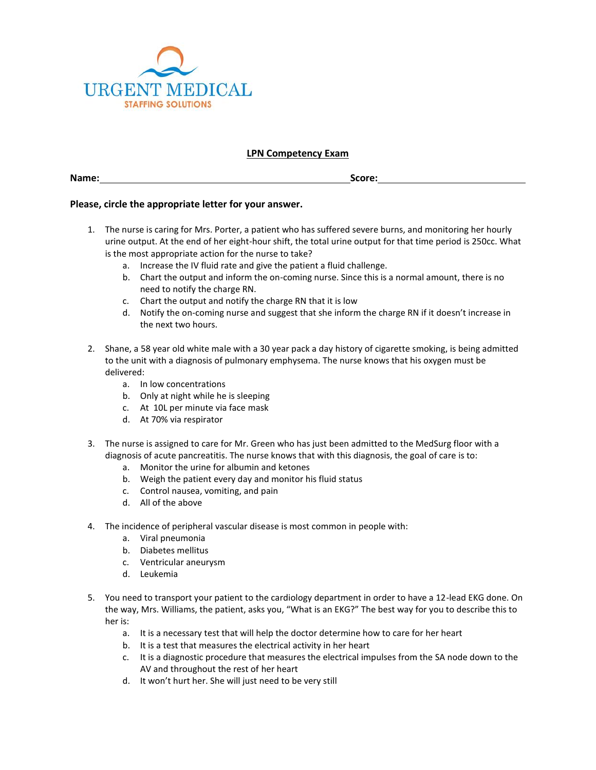URGENT MEDICAL
STAFFING SOLUTIONS

## LPN Competency Exam

**Name:**\_\_\_\_\_\_\_\_\_\_\_\_\_\_\_\_\_\_\_\_\_\_\_\_\_\_\_\_\_\_\_\_\_\_\_\_\_\_\_\_\_\_\_\_**Score:**\_\_\_\_\_\_\_\_\_\_\_\_\_\_\_\_\_\_\_\_\_\_\_\_\_\_\_

**Please, circle the appropriate letter for your answer.**

1. The nurse is caring for Mrs. Porter, a patient who has suffered severe burns, and monitoring her hourly urine output. At the end of her eight-hour shift, the total urine output for that time period is 250cc. What is the most appropriate action for the nurse to take?
   a. Increase the IV fluid rate and give the patient a fluid challenge.
   b. Chart the output and inform the on-coming nurse. Since this is a normal amount, there is no need to notify the charge RN.
   c. Chart the output and notify the charge RN that it is low
   d. Notify the on-coming nurse and suggest that she inform the charge RN if it doesn't increase in the next two hours.

2. Shane, a 58 year old white male with a 30 year pack a day history of cigarette smoking, is being admitted to the unit with a diagnosis of pulmonary emphysema. The nurse knows that his oxygen must be delivered:
   a. In low concentrations
   b. Only at night while he is sleeping
   c. At 10L per minute via face mask
   d. At 70% via respirator

3. The nurse is assigned to care for Mr. Green who has just been admitted to the MedSurg floor with a diagnosis of acute pancreatitis. The nurse knows that with this diagnosis, the goal of care is to:
   a. Monitor the urine for albumin and ketones
   b. Weigh the patient every day and monitor his fluid status
   c. Control nausea, vomiting, and pain
   d. All of the above

4. The incidence of peripheral vascular disease is most common in people with:
   a. Viral pneumonia
   b. Diabetes mellitus
   c. Ventricular aneurysm
   d. Leukemia

5. You need to transport your patient to the cardiology department in order to have a 12-lead EKG done. On the way, Mrs. Williams, the patient, asks you, "What is an EKG?" The best way for you to describe this to her is:
   a. It is a necessary test that will help the doctor determine how to care for her heart
   b. It is a test that measures the electrical activity in her heart
   c. It is a diagnostic procedure that measures the electrical impulses from the SA node down to the AV and throughout the rest of her heart
   d. It won't hurt her. She will just need to be very still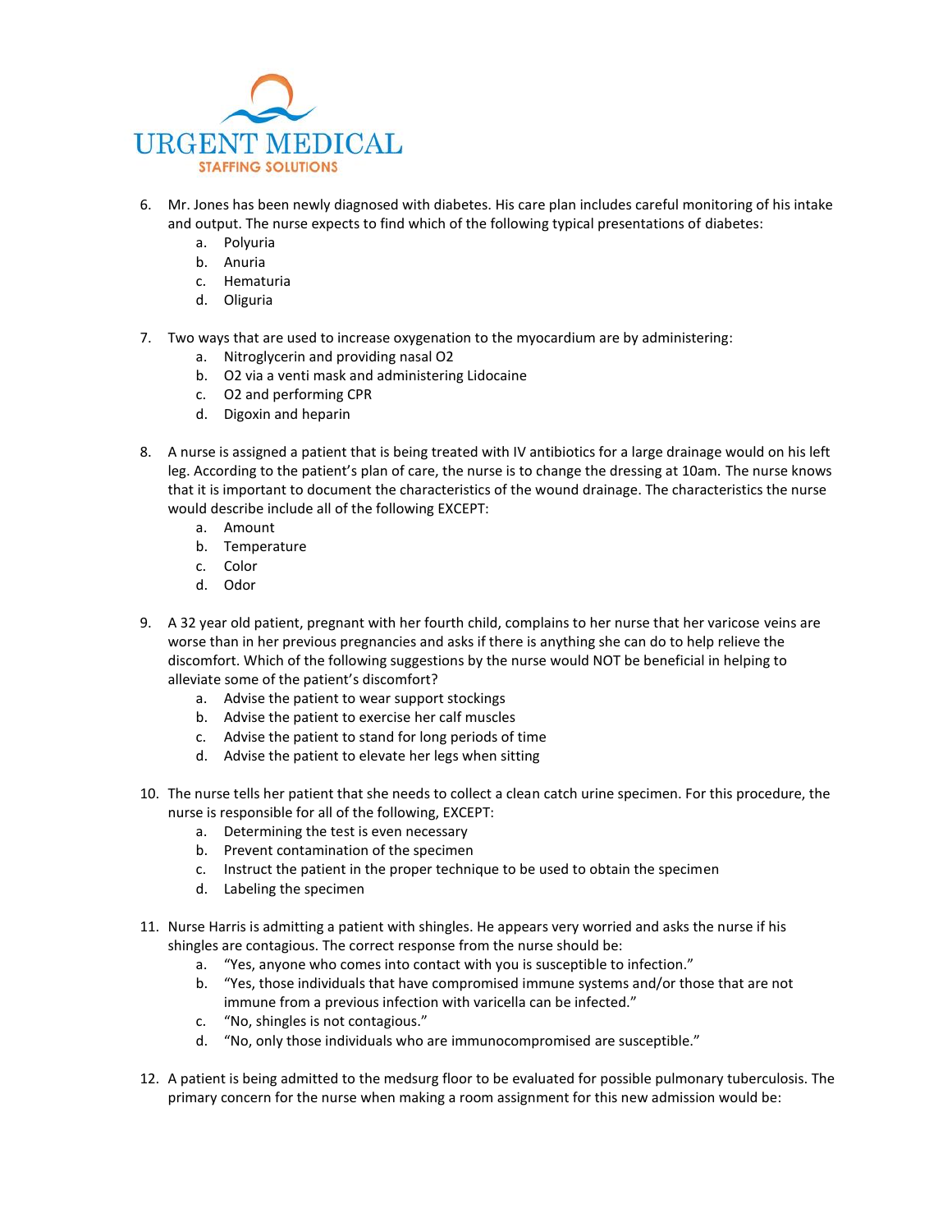6. Mr. Jones has been newly diagnosed with diabetes. His care plan includes careful monitoring of his intake and output. The nurse expects to find which of the following typical presentations of diabetes:
   a. Polyuria
   b. Anuria
   c. Hematuria
   d. Oliguria

7. Two ways that are used to increase oxygenation to the myocardium are by administering:
   a. Nitroglycerin and providing nasal O2
   b. O2 via a venti mask and administering Lidocaine
   c. O2 and performing CPR
   d. Digoxin and heparin

8. A nurse is assigned a patient that is being treated with IV antibiotics for a large drainage would on his left leg. According to the patient's plan of care, the nurse is to change the dressing at 10am. The nurse knows that it is important to document the characteristics of the wound drainage. The characteristics the nurse would describe include all of the following EXCEPT:
   a. Amount
   b. Temperature
   c. Color
   d. Odor

9. A 32 year old patient, pregnant with her fourth child, complains to her nurse that her varicose veins are worse than in her previous pregnancies and asks if there is anything she can do to help relieve the discomfort. Which of the following suggestions by the nurse would NOT be beneficial in helping to alleviate some of the patient's discomfort?
   a. Advise the patient to wear support stockings
   b. Advise the patient to exercise her calf muscles
   c. Advise the patient to stand for long periods of time
   d. Advise the patient to elevate her legs when sitting

10. The nurse tells her patient that she needs to collect a clean catch urine specimen. For this procedure, the nurse is responsible for all of the following, EXCEPT:
    a. Determining the test is even necessary
    b. Prevent contamination of the specimen
    c. Instruct the patient in the proper technique to be used to obtain the specimen
    d. Labeling the specimen

11. Nurse Harris is admitting a patient with shingles. He appears very worried and asks the nurse if his shingles are contagious. The correct response from the nurse should be:
    a. "Yes, anyone who comes into contact with you is susceptible to infection."
    b. "Yes, those individuals that have compromised immune systems and/or those that are not immune from a previous infection with varicella can be infected."
    c. "No, shingles is not contagious."
    d. "No, only those individuals who are immunocompromised are susceptible."

12. A patient is being admitted to the medsurg floor to be evaluated for possible pulmonary tuberculosis. The primary concern for the nurse when making a room assignment for this new admission would be: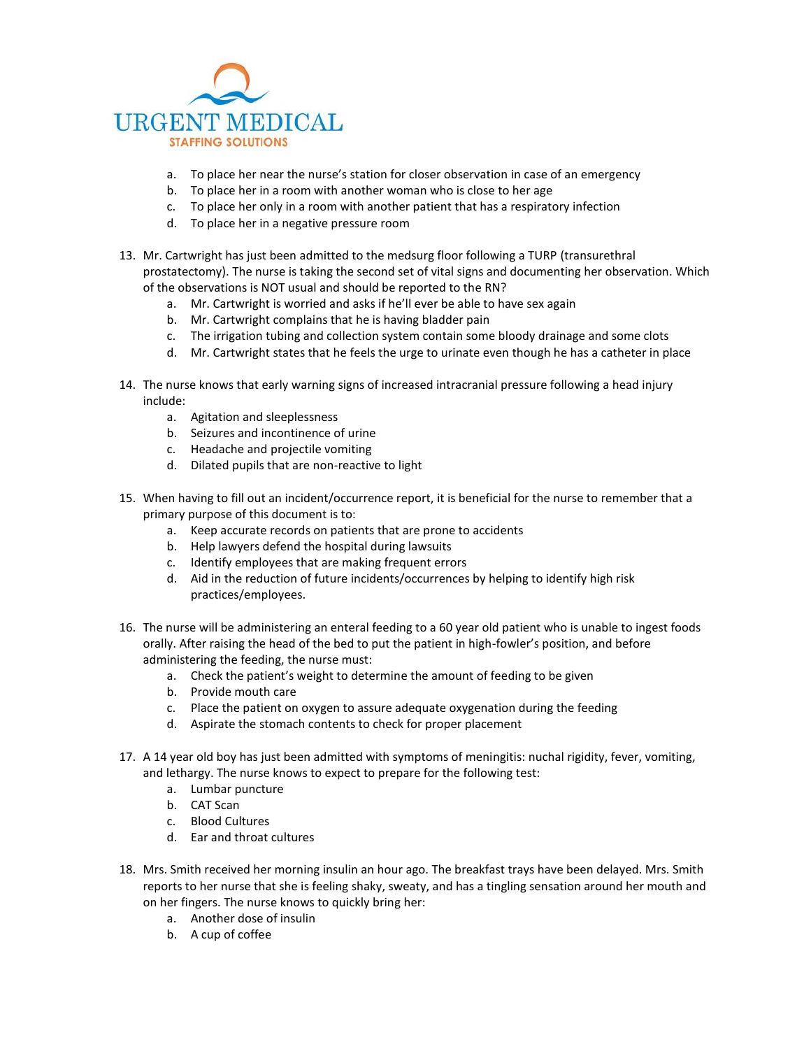a. To place her near the nurse's station for closer observation in case of an emergency
b. To place her in a room with another woman who is close to her age
c. To place her only in a room with another patient that has a respiratory infection
d. To place her in a negative pressure room

13. Mr. Cartwright has just been admitted to the medsurg floor following a TURP (transurethral prostatectomy). The nurse is taking the second set of vital signs and documenting her observation. Which of the observations is NOT usual and should be reported to the RN?
    a. Mr. Cartwright is worried and asks if he'll ever be able to have sex again
    b. Mr. Cartwright complains that he is having bladder pain
    c. The irrigation tubing and collection system contain some bloody drainage and some clots
    d. Mr. Cartwright states that he feels the urge to urinate even though he has a catheter in place

14. The nurse knows that early warning signs of increased intracranial pressure following a head injury include:
    a. Agitation and sleeplessness
    b. Seizures and incontinence of urine
    c. Headache and projectile vomiting
    d. Dilated pupils that are non-reactive to light

15. When having to fill out an incident/occurrence report, it is beneficial for the nurse to remember that a primary purpose of this document is to:
    a. Keep accurate records on patients that are prone to accidents
    b. Help lawyers defend the hospital during lawsuits
    c. Identify employees that are making frequent errors
    d. Aid in the reduction of future incidents/occurrences by helping to identify high risk practices/employees.

16. The nurse will be administering an enteral feeding to a 60 year old patient who is unable to ingest foods orally. After raising the head of the bed to put the patient in high-fowler's position, and before administering the feeding, the nurse must:
    a. Check the patient's weight to determine the amount of feeding to be given
    b. Provide mouth care
    c. Place the patient on oxygen to assure adequate oxygenation during the feeding
    d. Aspirate the stomach contents to check for proper placement

17. A 14 year old boy has just been admitted with symptoms of meningitis: nuchal rigidity, fever, vomiting, and lethargy. The nurse knows to expect to prepare for the following test:
    a. Lumbar puncture
    b. CAT Scan
    c. Blood Cultures
    d. Ear and throat cultures

18. Mrs. Smith received her morning insulin an hour ago. The breakfast trays have been delayed. Mrs. Smith reports to her nurse that she is feeling shaky, sweaty, and has a tingling sensation around her mouth and on her fingers. The nurse knows to quickly bring her:
    a. Another dose of insulin
    b. A cup of coffee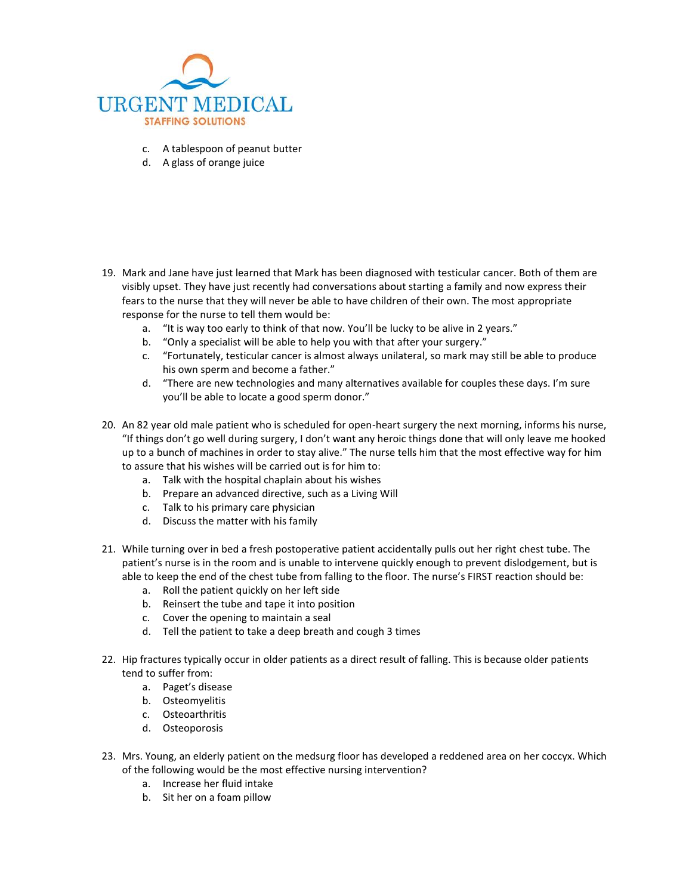c. A tablespoon of peanut butter
d. A glass of orange juice

19. Mark and Jane have just learned that Mark has been diagnosed with testicular cancer. Both of them are visibly upset. They have just recently had conversations about starting a family and now express their fears to the nurse that they will never be able to have children of their own. The most appropriate response for the nurse to tell them would be:
    a. “It is way too early to think of that now. You’ll be lucky to be alive in 2 years.”
    b. “Only a specialist will be able to help you with that after your surgery.”
    c. “Fortunately, testicular cancer is almost always unilateral, so mark may still be able to produce his own sperm and become a father.”
    d. “There are new technologies and many alternatives available for couples these days. I’m sure you’ll be able to locate a good sperm donor.”

20. An 82 year old male patient who is scheduled for open-heart surgery the next morning, informs his nurse, “If things don’t go well during surgery, I don’t want any heroic things done that will only leave me hooked up to a bunch of machines in order to stay alive.” The nurse tells him that the most effective way for him to assure that his wishes will be carried out is for him to:
    a. Talk with the hospital chaplain about his wishes
    b. Prepare an advanced directive, such as a Living Will
    c. Talk to his primary care physician
    d. Discuss the matter with his family

21. While turning over in bed a fresh postoperative patient accidentally pulls out her right chest tube. The patient’s nurse is in the room and is unable to intervene quickly enough to prevent dislodgement, but is able to keep the end of the chest tube from falling to the floor. The nurse’s FIRST reaction should be:
    a. Roll the patient quickly on her left side
    b. Reinsert the tube and tape it into position
    c. Cover the opening to maintain a seal
    d. Tell the patient to take a deep breath and cough 3 times

22. Hip fractures typically occur in older patients as a direct result of falling. This is because older patients tend to suffer from:
    a. Paget’s disease
    b. Osteomyelitis
    c. Osteoarthritis
    d. Osteoporosis

23. Mrs. Young, an elderly patient on the medsurg floor has developed a reddened area on her coccyx. Which of the following would be the most effective nursing intervention?
    a. Increase her fluid intake
    b. Sit her on a foam pillow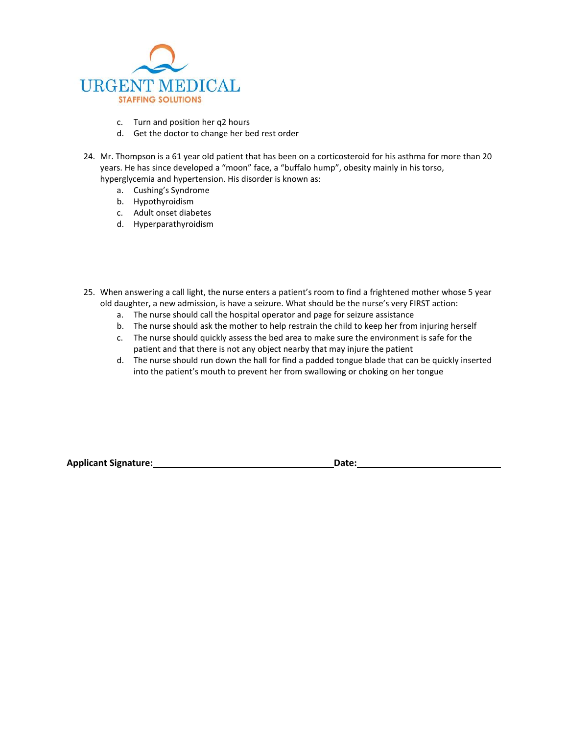c. Turn and position her q2 hours
d. Get the doctor to change her bed rest order

24. Mr. Thompson is a 61 year old patient that has been on a corticosteroid for his asthma for more than 20 years. He has since developed a "moon" face, a "buffalo hump", obesity mainly in his torso, hyperglycemia and hypertension. His disorder is known as:
    a. Cushing's Syndrome
    b. Hypothyroidism
    c. Adult onset diabetes
    d. Hyperparathyroidism

25. When answering a call light, the nurse enters a patient's room to find a frightened mother whose 5 year old daughter, a new admission, is have a seizure. What should be the nurse's very FIRST action:
    a. The nurse should call the hospital operator and page for seizure assistance
    b. The nurse should ask the mother to help restrain the child to keep her from injuring herself
    c. The nurse should quickly assess the bed area to make sure the environment is safe for the patient and that there is not any object nearby that may injure the patient
    d. The nurse should run down the hall for find a padded tongue blade that can be quickly inserted into the patient's mouth to prevent her from swallowing or choking on her tongue

**Applicant Signature:**\_\_\_\_\_\_\_\_\_\_\_\_\_\_\_\_\_\_\_\_\_\_\_\_\_\_\_\_\_\_\_\_\_\_ **Date:**\_\_\_\_\_\_\_\_\_\_\_\_\_\_\_\_\_\_\_\_\_\_\_\_\_\_\_